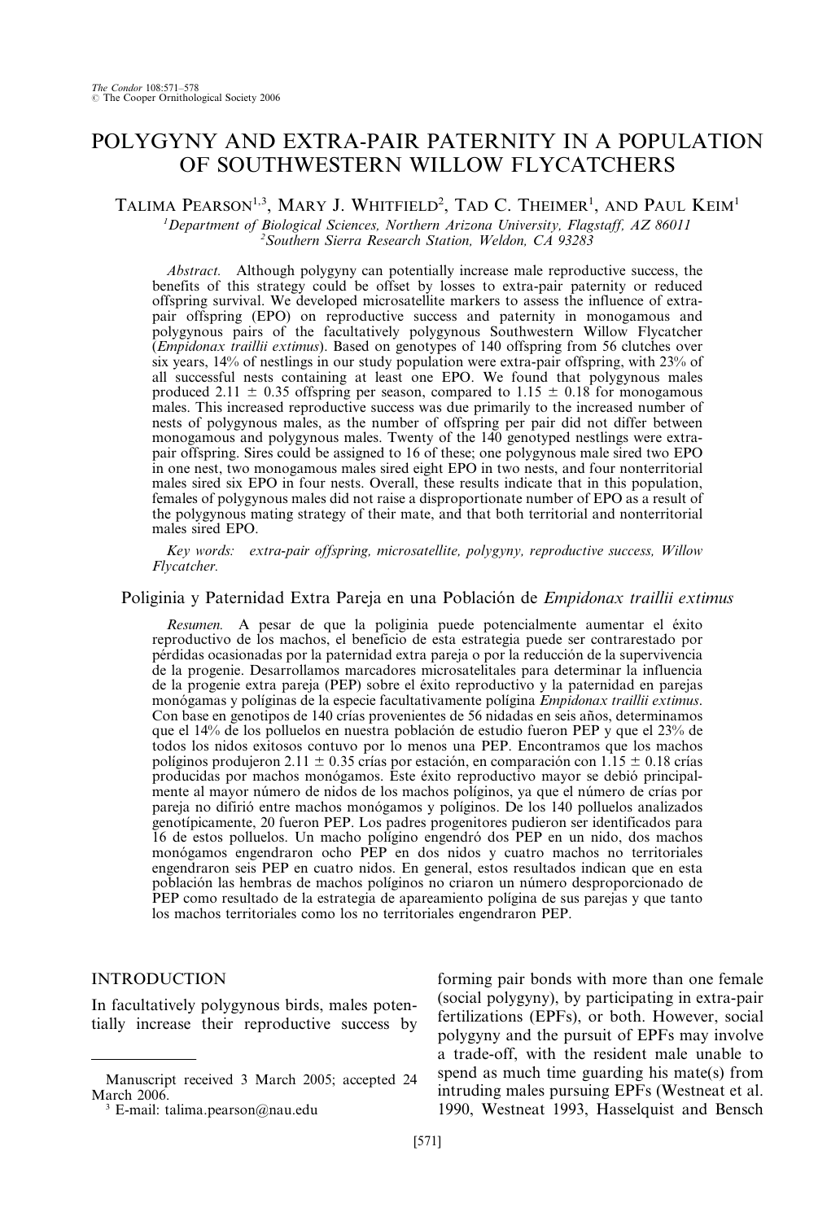# POLYGYNY AND EXTRA-PAIR PATERNITY IN A POPULATION OF SOUTHWESTERN WILLOW FLYCATCHERS

Talima Pearson[1,3], Mary J. Whitfield[2], Tad C. Theimer[1], and Paul Keim[1]

[1]Department of Biological Sciences, Northern Arizona University, Flagstaff, AZ 86011

[2]Southern Sierra Research Station, Weldon, CA 93283

*Abstract.* Although polygyny can potentially increase male reproductive success, the benefits of this strategy could be offset by losses to extra-pair paternity or reduced offspring survival. We developed microsatellite markers to assess the influence of extra-pair offspring (EPO) on reproductive success and paternity in monogamous and polygynous pairs of the facultatively polygynous Southwestern Willow Flycatcher (*Empidonax traillii extimus*). Based on genotypes of 140 offspring from 56 clutches over six years, 14% of nestlings in our study population were extra-pair offspring, with 23% of all successful nests containing at least one EPO. We found that polygynous males produced $2.11 \pm 0.35$ offspring per season, compared to $1.15 \pm 0.18$ for monogamous males. This increased reproductive success was due primarily to the increased number of nests of polygynous males, as the number of offspring per pair did not differ between monogamous and polygynous males. Twenty of the 140 genotyped nestlings were extra-pair offspring. Sires could be assigned to 16 of these; one polygynous male sired two EPO in one nest, two monogamous males sired eight EPO in two nests, and four nonterritorial males sired six EPO in four nests. Overall, these results indicate that in this population, females of polygynous males did not raise a disproportionate number of EPO as a result of the polygynous mating strategy of their mate, and that both territorial and nonterritorial males sired EPO.

*Key words:* *extra-pair offspring, microsatellite, polygyny, reproductive success, Willow Flycatcher.*

## Poliginia y Paternidad Extra Pareja en una Población de *Empidonax traillii extimus*

*Resumen.* A pesar de que la poliginia puede potencialmente aumentar el éxito reproductivo de los machos, el beneficio de esta estrategia puede ser contrarestado por pérdidas ocasionadas por la paternidad extra pareja o por la reducción de la supervivencia de la progenie. Desarrollamos marcadores microsatelitales para determinar la influencia de la progenie extra pareja (PEP) sobre el éxito reproductivo y la paternidad en parejas monógamas y políginas de la especie facultativamente polígina *Empidonax traillii extimus*. Con base en genotipos de 140 crías provenientes de 56 nidadas en seis años, determinamos que el 14% de los polluelos en nuestra población de estudio fueron PEP y que el 23% de todos los nidos exitosos contuvo por lo menos una PEP. Encontramos que los machos políginos produjeron $2.11 \pm 0.35$ crías por estación, en comparación con $1.15 \pm 0.18$ crías producidas por machos monógamos. Este éxito reproductivo mayor se debió principalmente al mayor número de nidos de los machos políginos, ya que el número de crías por pareja no difirió entre machos monógamos y políginos. De los 140 polluelos analizados genotípicamente, 20 fueron PEP. Los padres progenitores pudieron ser identificados para 16 de estos polluelos. Un macho polígino engendró dos PEP en un nido, dos machos monógamos engendraron ocho PEP en dos nidos y cuatro machos no territoriales engendraron seis PEP en cuatro nidos. En general, estos resultados indican que en esta población las hembras de machos políginos no criaron un número desproporcionado de PEP como resultado de la estrategia de apareamiento polígina de sus parejas y que tanto los machos territoriales como los no territoriales engendraron PEP.

## INTRODUCTION

In facultatively polygynous birds, males potentially increase their reproductive success by forming pair bonds with more than one female (social polygyny), by participating in extra-pair fertilizations (EPFs), or both. However, social polygyny and the pursuit of EPFs may involve a trade-off, with the resident male unable to spend as much time guarding his mate(s) from intruding males pursuing EPFs (Westneat et al. 1990, Westneat 1993, Hasselquist and Bensch

---

Manuscript received 3 March 2005; accepted 24 March 2006.

[3] E-mail: talima.pearson@nau.edu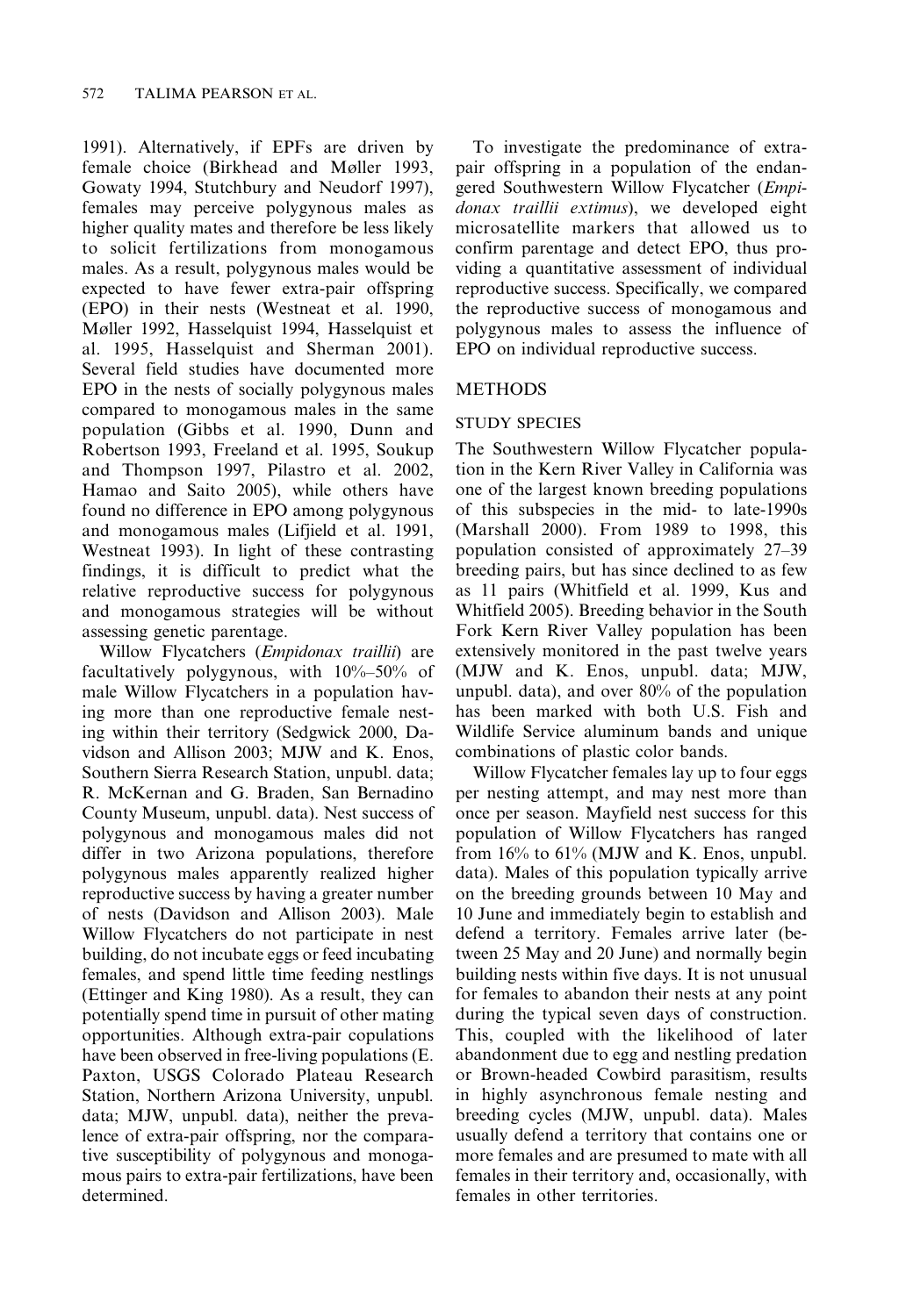1991). Alternatively, if EPFs are driven by female choice (Birkhead and Møller 1993, Gowaty 1994, Stutchbury and Neudorf 1997), females may perceive polygynous males as higher quality mates and therefore be less likely to solicit fertilizations from monogamous males. As a result, polygynous males would be expected to have fewer extra-pair offspring (EPO) in their nests (Westneat et al. 1990, Møller 1992, Hasselquist 1994, Hasselquist et al. 1995, Hasselquist and Sherman 2001). Several field studies have documented more EPO in the nests of socially polygynous males compared to monogamous males in the same population (Gibbs et al. 1990, Dunn and Robertson 1993, Freeland et al. 1995, Soukup and Thompson 1997, Pilastro et al. 2002, Hamao and Saito 2005), while others have found no difference in EPO among polygynous and monogamous males (Lifjield et al. 1991, Westneat 1993). In light of these contrasting findings, it is difficult to predict what the relative reproductive success for polygynous and monogamous strategies will be without assessing genetic parentage.

Willow Flycatchers (*Empidonax traillii*) are facultatively polygynous, with 10%–50% of male Willow Flycatchers in a population having more than one reproductive female nesting within their territory (Sedgwick 2000, Davidson and Allison 2003; MJW and K. Enos, Southern Sierra Research Station, unpubl. data; R. McKernan and G. Braden, San Bernadino County Museum, unpubl. data). Nest success of polygynous and monogamous males did not differ in two Arizona populations, therefore polygynous males apparently realized higher reproductive success by having a greater number of nests (Davidson and Allison 2003). Male Willow Flycatchers do not participate in nest building, do not incubate eggs or feed incubating females, and spend little time feeding nestlings (Ettinger and King 1980). As a result, they can potentially spend time in pursuit of other mating opportunities. Although extra-pair copulations have been observed in free-living populations (E. Paxton, USGS Colorado Plateau Research Station, Northern Arizona University, unpubl. data; MJW, unpubl. data), neither the prevalence of extra-pair offspring, nor the comparative susceptibility of polygynous and monogamous pairs to extra-pair fertilizations, have been determined.

To investigate the predominance of extra-pair offspring in a population of the endangered Southwestern Willow Flycatcher (*Empidonax traillii extimus*), we developed eight microsatellite markers that allowed us to confirm parentage and detect EPO, thus providing a quantitative assessment of individual reproductive success. Specifically, we compared the reproductive success of monogamous and polygynous males to assess the influence of EPO on individual reproductive success.

## METHODS

### STUDY SPECIES

The Southwestern Willow Flycatcher population in the Kern River Valley in California was one of the largest known breeding populations of this subspecies in the mid- to late-1990s (Marshall 2000). From 1989 to 1998, this population consisted of approximately 27–39 breeding pairs, but has since declined to as few as 11 pairs (Whitfield et al. 1999, Kus and Whitfield 2005). Breeding behavior in the South Fork Kern River Valley population has been extensively monitored in the past twelve years (MJW and K. Enos, unpubl. data; MJW, unpubl. data), and over 80% of the population has been marked with both U.S. Fish and Wildlife Service aluminum bands and unique combinations of plastic color bands.

Willow Flycatcher females lay up to four eggs per nesting attempt, and may nest more than once per season. Mayfield nest success for this population of Willow Flycatchers has ranged from 16% to 61% (MJW and K. Enos, unpubl. data). Males of this population typically arrive on the breeding grounds between 10 May and 10 June and immediately begin to establish and defend a territory. Females arrive later (between 25 May and 20 June) and normally begin building nests within five days. It is not unusual for females to abandon their nests at any point during the typical seven days of construction. This, coupled with the likelihood of later abandonment due to egg and nestling predation or Brown-headed Cowbird parasitism, results in highly asynchronous female nesting and breeding cycles (MJW, unpubl. data). Males usually defend a territory that contains one or more females and are presumed to mate with all females in their territory and, occasionally, with females in other territories.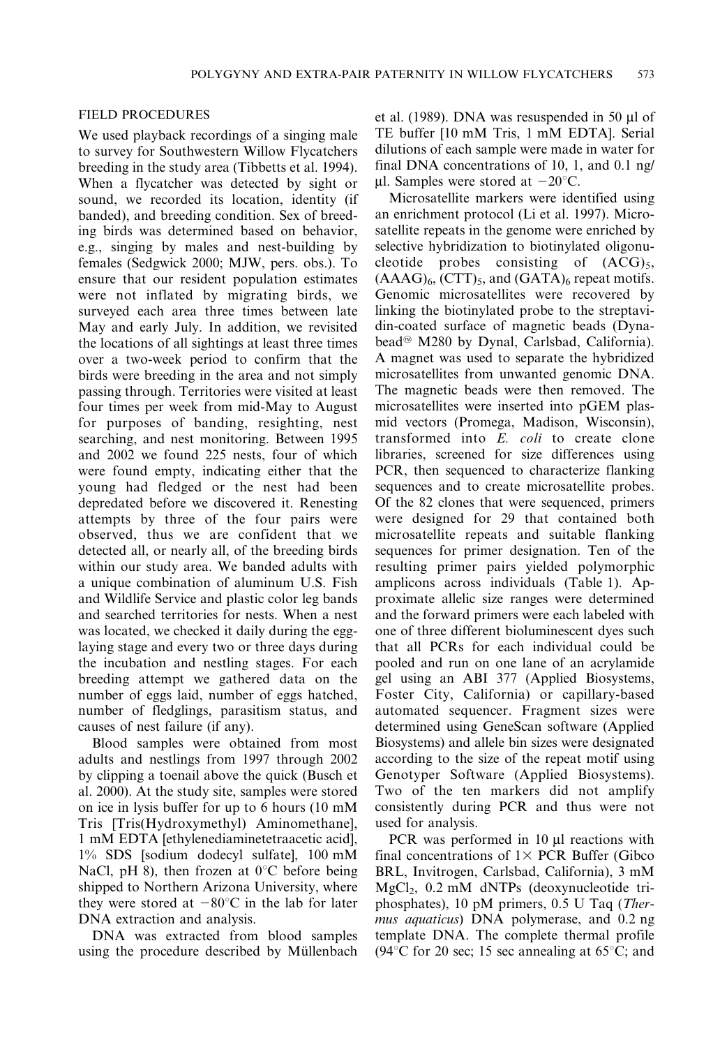### FIELD PROCEDURES

We used playback recordings of a singing male to survey for Southwestern Willow Flycatchers breeding in the study area (Tibbetts et al. 1994). When a flycatcher was detected by sight or sound, we recorded its location, identity (if banded), and breeding condition. Sex of breeding birds was determined based on behavior, e.g., singing by males and nest-building by females (Sedgwick 2000; MJW, pers. obs.). To ensure that our resident population estimates were not inflated by migrating birds, we surveyed each area three times between late May and early July. In addition, we revisited the locations of all sightings at least three times over a two-week period to confirm that the birds were breeding in the area and not simply passing through. Territories were visited at least four times per week from mid-May to August for purposes of banding, resighting, nest searching, and nest monitoring. Between 1995 and 2002 we found 225 nests, four of which were found empty, indicating either that the young had fledged or the nest had been depredated before we discovered it. Renesting attempts by three of the four pairs were observed, thus we are confident that we detected all, or nearly all, of the breeding birds within our study area. We banded adults with a unique combination of aluminum U.S. Fish and Wildlife Service and plastic color leg bands and searched territories for nests. When a nest was located, we checked it daily during the egg-laying stage and every two or three days during the incubation and nestling stages. For each breeding attempt we gathered data on the number of eggs laid, number of eggs hatched, number of fledglings, parasitism status, and causes of nest failure (if any).

Blood samples were obtained from most adults and nestlings from 1997 through 2002 by clipping a toenail above the quick (Busch et al. 2000). At the study site, samples were stored on ice in lysis buffer for up to 6 hours (10 mM Tris [Tris(Hydroxymethyl) Aminomethane], 1 mM EDTA [ethylenediaminetetraacetic acid], 1% SDS [sodium dodecyl sulfate], 100 mM NaCl, pH 8), then frozen at 0°C before being shipped to Northern Arizona University, where they were stored at −80°C in the lab for later DNA extraction and analysis.

DNA was extracted from blood samples using the procedure described by Müllenbach et al. (1989). DNA was resuspended in 50 μl of TE buffer [10 mM Tris, 1 mM EDTA]. Serial dilutions of each sample were made in water for final DNA concentrations of 10, 1, and 0.1 ng/μl. Samples were stored at −20°C.

Microsatellite markers were identified using an enrichment protocol (Li et al. 1997). Microsatellite repeats in the genome were enriched by selective hybridization to biotinylated oligonucleotide probes consisting of $(ACG)_5$, $(AAAG)_6$, $(CTT)_5$, and $(GATA)_6$ repeat motifs. Genomic microsatellites were recovered by linking the biotinylated probe to the streptavidin-coated surface of magnetic beads (Dynabead® M280 by Dynal, Carlsbad, California). A magnet was used to separate the hybridized microsatellites from unwanted genomic DNA. The magnetic beads were then removed. The microsatellites were inserted into pGEM plasmid vectors (Promega, Madison, Wisconsin), transformed into *E. coli* to create clone libraries, screened for size differences using PCR, then sequenced to characterize flanking sequences and to create microsatellite probes. Of the 82 clones that were sequenced, primers were designed for 29 that contained both microsatellite repeats and suitable flanking sequences for primer designation. Ten of the resulting primer pairs yielded polymorphic amplicons across individuals (Table 1). Approximate allelic size ranges were determined and the forward primers were each labeled with one of three different bioluminescent dyes such that all PCRs for each individual could be pooled and run on one lane of an acrylamide gel using an ABI 377 (Applied Biosystems, Foster City, California) or capillary-based automated sequencer. Fragment sizes were determined using GeneScan software (Applied Biosystems) and allele bin sizes were designated according to the size of the repeat motif using Genotyper Software (Applied Biosystems). Two of the ten markers did not amplify consistently during PCR and thus were not used for analysis.

PCR was performed in 10 μl reactions with final concentrations of 1× PCR Buffer (Gibco BRL, Invitrogen, Carlsbad, California), 3 mM $MgCl_2$, 0.2 mM dNTPs (deoxynucleotide triphosphates), 10 pM primers, 0.5 U Taq (*Thermus aquaticus*) DNA polymerase, and 0.2 ng template DNA. The complete thermal profile (94°C for 20 sec; 15 sec annealing at 65°C; and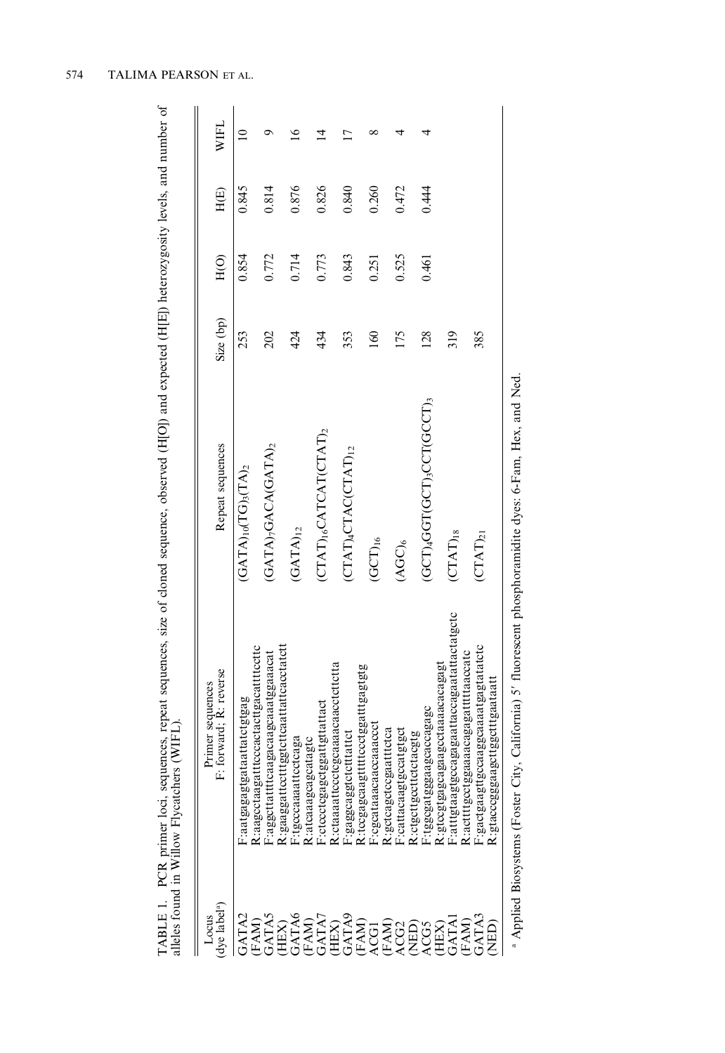TABLE 1. PCR primer loci, sequences, repeat sequences, size of cloned sequence, observed (H[O]) and expected (H[E]) heterozygosity levels, and number of alleles found in Willow Flycatchers (WIFL).

| Locus (dye label[a]) | Primer sequences F: forward; R: reverse | Repeat sequences | Size (bp) | H(O) | H(E) | WIFL |
|---|---|---|---|---|---|---|
| GATA2 (FAM) | F:aatgagagtgataattatctgtgag<br>R:aagcctaagatttcccactacttgacatttccttc | $(GATA)_{10}(TG)_3(TA)_2$ | 253 | 0.854 | 0.845 | 10 |
| GATA5 (HEX) | F:aggettatttcaagacaagcaaatggaaacat<br>R:gaaggattcctttggtcttcaattattcactatctt | $(GATA)_7GACA(GATA)_2$ | 202 | 0.772 | 0.814 | 9 |
| GATA6 (FAM) | F:tgcccaaaattcctcaga<br>R:atcaaagcagcatagtc | $(GATA)_{12}$ | 424 | 0.714 | 0.876 | 16 |
| GATA7 (HEX) | F:ctccctcgagctggattgttattact<br>R:ctaaaattccctcgcaaacaacctcttctta | $(CTAT)_{16}CATCAT(CTAT)_2$ | 434 | 0.773 | 0.826 | 14 |
| GATA9 (FAM) | F:gaggcaggtctcttattct<br>R:tccgagcaagttttccctggatttgagtgtg | $(CTAT)_4CTAC(CTAT)_{12}$ | 353 | 0.843 | 0.840 | 17 |
| ACG1 (FAM) | F:cgcataaacaccaaacct<br>R:gctcagctccgaatttctca | $(GCT)_{16}$ | 160 | 0.251 | 0.260 | 8 |
| ACG2 (NED) | F:cattacaagtgccatgtgct<br>R:ctgcttgccttctacgtg | $(AGC)_6$ | 175 | 0.525 | 0.472 | 4 |
| ACG5 (HEX) | F:tggcgatgggaagcaccagagc<br>R:gtccgtgagcagaagcctaaaacacagagt | $(GCT)_4GGT(GCT)_3CCT(GCCT)_3$ | 128 | 0.461 | 0.444 | 4 |
| GATA1 (FAM) | F:atttgtaagtgccagagaattaccagaatattactatgctc<br>R:actttgcctggaaaacagagattttaaccatc | $(CTAT)_{18}$ | 319 | | | |
| GATA3 (NED) | F:gactgaagttgccaaggcaaaatgagtatatctc<br>R:gtacccgggaagcttggctttgaataatt | $(CTAT)_{21}$ | 385 | | | |

[a] Applied Biosystems (Foster City, California) 5′ fluorescent phosphoramidite dyes: 6-Fam, Hex, and Ned.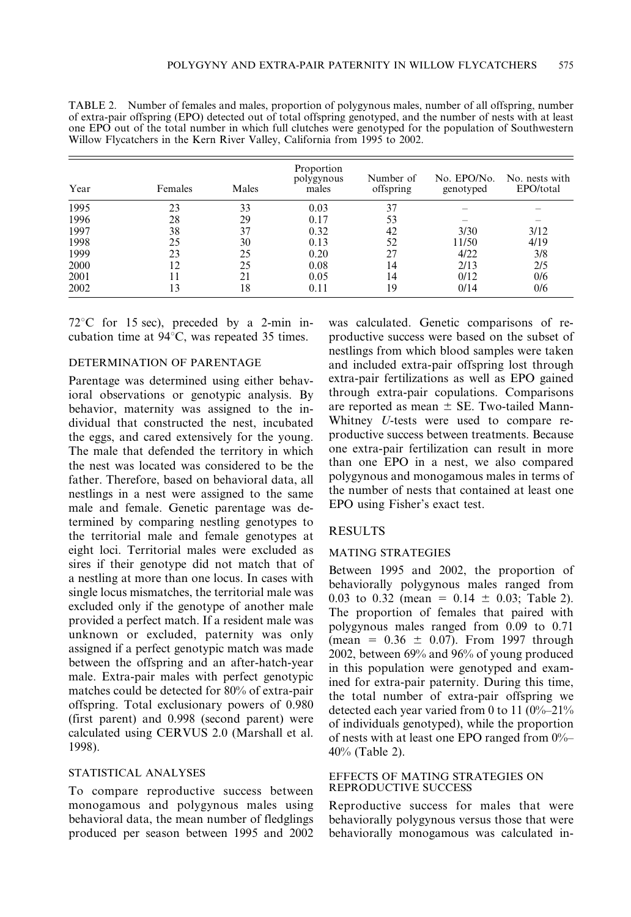TABLE 2. Number of females and males, proportion of polygynous males, number of all offspring, number of extra-pair offspring (EPO) detected out of total offspring genotyped, and the number of nests with at least one EPO out of the total number in which full clutches were genotyped for the population of Southwestern Willow Flycatchers in the Kern River Valley, California from 1995 to 2002.

| Year | Females | Males | Proportion polygynous males | Number of offspring | No. EPO/No. genotyped | No. nests with EPO/total |
|---|---|---|---|---|---|---|
| 1995 | 23 | 33 | 0.03 | 37 | – | – |
| 1996 | 28 | 29 | 0.17 | 53 | – | – |
| 1997 | 38 | 37 | 0.32 | 42 | 3/30 | 3/12 |
| 1998 | 25 | 30 | 0.13 | 52 | 11/50 | 4/19 |
| 1999 | 23 | 25 | 0.20 | 27 | 4/22 | 3/8 |
| 2000 | 12 | 25 | 0.08 | 14 | 2/13 | 2/5 |
| 2001 | 11 | 21 | 0.05 | 14 | 0/12 | 0/6 |
| 2002 | 13 | 18 | 0.11 | 19 | 0/14 | 0/6 |

72°C for 15 sec), preceded by a 2-min incubation time at 94°C, was repeated 35 times.

## DETERMINATION OF PARENTAGE

Parentage was determined using either behavioral observations or genotypic analysis. By behavior, maternity was assigned to the individual that constructed the nest, incubated the eggs, and cared extensively for the young. The male that defended the territory in which the nest was located was considered to be the father. Therefore, based on behavioral data, all nestlings in a nest were assigned to the same male and female. Genetic parentage was determined by comparing nestling genotypes to the territorial male and female genotypes at eight loci. Territorial males were excluded as sires if their genotype did not match that of a nestling at more than one locus. In cases with single locus mismatches, the territorial male was excluded only if the genotype of another male provided a perfect match. If a resident male was unknown or excluded, paternity was only assigned if a perfect genotypic match was made between the offspring and an after-hatch-year male. Extra-pair males with perfect genotypic matches could be detected for 80% of extra-pair offspring. Total exclusionary powers of 0.980 (first parent) and 0.998 (second parent) were calculated using CERVUS 2.0 (Marshall et al. 1998).

## STATISTICAL ANALYSES

To compare reproductive success between monogamous and polygynous males using behavioral data, the mean number of fledglings produced per season between 1995 and 2002 was calculated. Genetic comparisons of reproductive success were based on the subset of nestlings from which blood samples were taken and included extra-pair offspring lost through extra-pair fertilizations as well as EPO gained through extra-pair copulations. Comparisons are reported as mean ± SE. Two-tailed Mann-Whitney *U*-tests were used to compare reproductive success between treatments. Because one extra-pair fertilization can result in more than one EPO in a nest, we also compared polygynous and monogamous males in terms of the number of nests that contained at least one EPO using Fisher's exact test.

# RESULTS

## MATING STRATEGIES

Between 1995 and 2002, the proportion of behaviorally polygynous males ranged from 0.03 to 0.32 (mean = 0.14 ± 0.03; Table 2). The proportion of females that paired with polygynous males ranged from 0.09 to 0.71 (mean = 0.36 ± 0.07). From 1997 through 2002, between 69% and 96% of young produced in this population were genotyped and examined for extra-pair paternity. During this time, the total number of extra-pair offspring we detected each year varied from 0 to 11 (0%–21% of individuals genotyped), while the proportion of nests with at least one EPO ranged from 0%–40% (Table 2).

## EFFECTS OF MATING STRATEGIES ON REPRODUCTIVE SUCCESS

Reproductive success for males that were behaviorally polygynous versus those that were behaviorally monogamous was calculated in-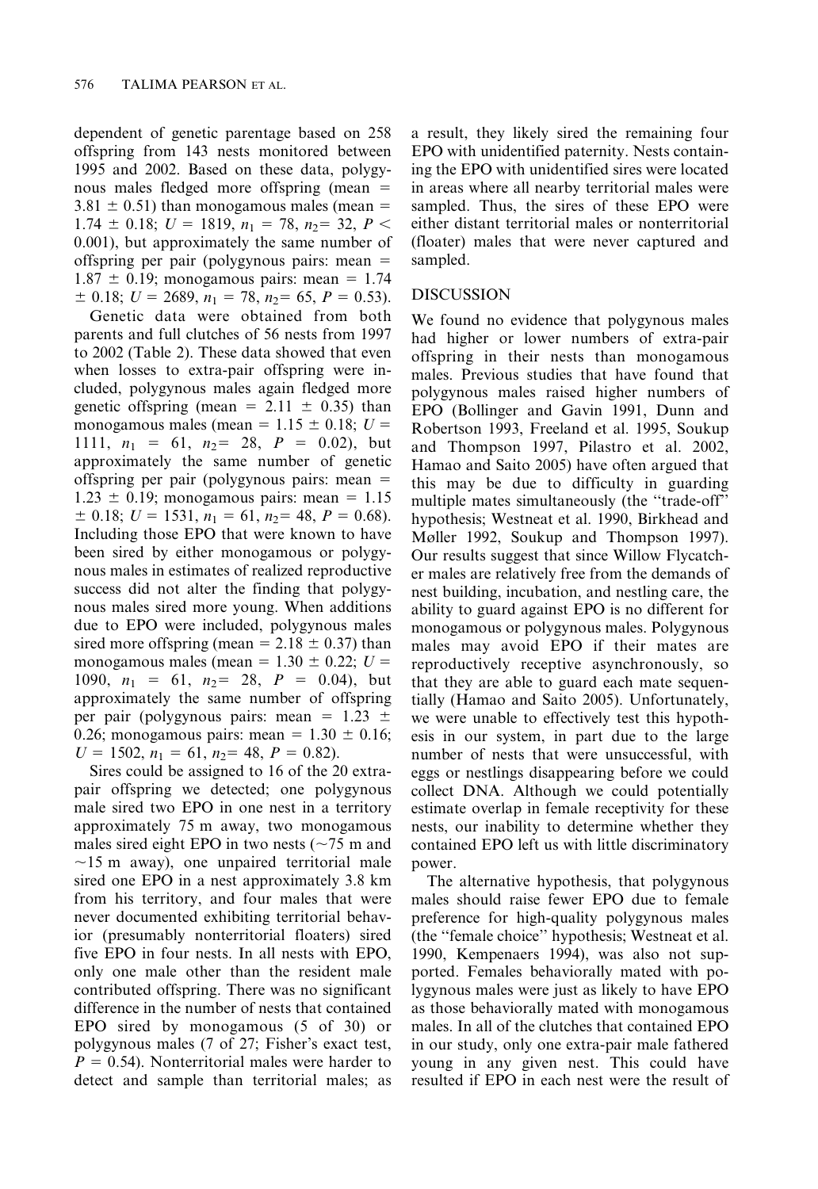dependent of genetic parentage based on 258 offspring from 143 nests monitored between 1995 and 2002. Based on these data, polygynous males fledged more offspring (mean = $3.81 \pm 0.51$) than monogamous males (mean = $1.74 \pm 0.18$; $U = 1819$, $n_1 = 78$, $n_2 = 32$, $P < 0.001$), but approximately the same number of offspring per pair (polygynous pairs: mean = $1.87 \pm 0.19$; monogamous pairs: mean = $1.74 \pm 0.18$; $U = 2689$, $n_1 = 78$, $n_2 = 65$, $P = 0.53$).

Genetic data were obtained from both parents and full clutches of 56 nests from 1997 to 2002 (Table 2). These data showed that even when losses to extra-pair offspring were included, polygynous males again fledged more genetic offspring (mean = $2.11 \pm 0.35$) than monogamous males (mean = $1.15 \pm 0.18$; $U = 1111$, $n_1 = 61$, $n_2 = 28$, $P = 0.02$), but approximately the same number of genetic offspring per pair (polygynous pairs: mean = $1.23 \pm 0.19$; monogamous pairs: mean = $1.15 \pm 0.18$; $U = 1531$, $n_1 = 61$, $n_2 = 48$, $P = 0.68$). Including those EPO that were known to have been sired by either monogamous or polygynous males in estimates of realized reproductive success did not alter the finding that polygynous males sired more young. When additions due to EPO were included, polygynous males sired more offspring (mean = $2.18 \pm 0.37$) than monogamous males (mean = $1.30 \pm 0.22$; $U = 1090$, $n_1 = 61$, $n_2 = 28$, $P = 0.04$), but approximately the same number of offspring per pair (polygynous pairs: mean = $1.23 \pm 0.26$; monogamous pairs: mean = $1.30 \pm 0.16$; $U = 1502$, $n_1 = 61$, $n_2 = 48$, $P = 0.82$).

Sires could be assigned to 16 of the 20 extra-pair offspring we detected; one polygynous male sired two EPO in one nest in a territory approximately 75 m away, two monogamous males sired eight EPO in two nests (~75 m and ~15 m away), one unpaired territorial male sired one EPO in a nest approximately 3.8 km from his territory, and four males that were never documented exhibiting territorial behavior (presumably nonterritorial floaters) sired five EPO in four nests. In all nests with EPO, only one male other than the resident male contributed offspring. There was no significant difference in the number of nests that contained EPO sired by monogamous (5 of 30) or polygynous males (7 of 27; Fisher's exact test, $P = 0.54$). Nonterritorial males were harder to detect and sample than territorial males; as a result, they likely sired the remaining four EPO with unidentified paternity. Nests containing the EPO with unidentified sires were located in areas where all nearby territorial males were sampled. Thus, the sires of these EPO were either distant territorial males or nonterritorial (floater) males that were never captured and sampled.

## DISCUSSION

We found no evidence that polygynous males had higher or lower numbers of extra-pair offspring in their nests than monogamous males. Previous studies that have found that polygynous males raised higher numbers of EPO (Bollinger and Gavin 1991, Dunn and Robertson 1993, Freeland et al. 1995, Soukup and Thompson 1997, Pilastro et al. 2002, Hamao and Saito 2005) have often argued that this may be due to difficulty in guarding multiple mates simultaneously (the "trade-off" hypothesis; Westneat et al. 1990, Birkhead and Møller 1992, Soukup and Thompson 1997). Our results suggest that since Willow Flycatcher males are relatively free from the demands of nest building, incubation, and nestling care, the ability to guard against EPO is no different for monogamous or polygynous males. Polygynous males may avoid EPO if their mates are reproductively receptive asynchronously, so that they are able to guard each mate sequentially (Hamao and Saito 2005). Unfortunately, we were unable to effectively test this hypothesis in our system, in part due to the large number of nests that were unsuccessful, with eggs or nestlings disappearing before we could collect DNA. Although we could potentially estimate overlap in female receptivity for these nests, our inability to determine whether they contained EPO left us with little discriminatory power.

The alternative hypothesis, that polygynous males should raise fewer EPO due to female preference for high-quality polygynous males (the "female choice" hypothesis; Westneat et al. 1990, Kempenaers 1994), was also not supported. Females behaviorally mated with polygynous males were just as likely to have EPO as those behaviorally mated with monogamous males. In all of the clutches that contained EPO in our study, only one extra-pair male fathered young in any given nest. This could have resulted if EPO in each nest were the result of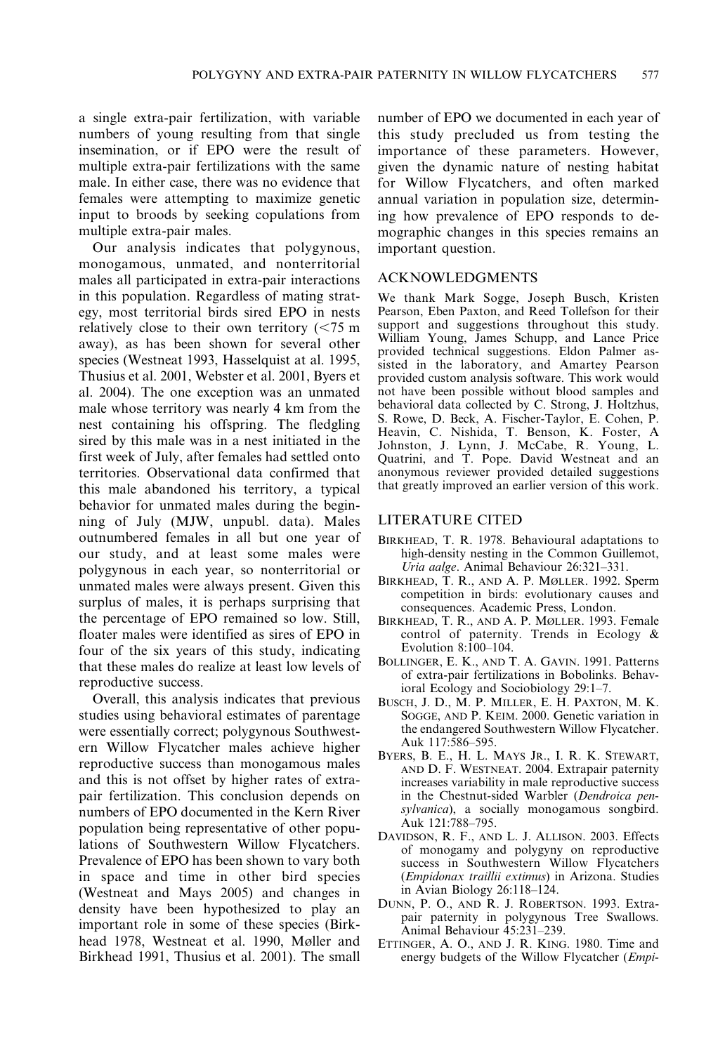a single extra-pair fertilization, with variable numbers of young resulting from that single insemination, or if EPO were the result of multiple extra-pair fertilizations with the same male. In either case, there was no evidence that females were attempting to maximize genetic input to broods by seeking copulations from multiple extra-pair males.

Our analysis indicates that polygynous, monogamous, unmated, and nonterritorial males all participated in extra-pair interactions in this population. Regardless of mating strategy, most territorial birds sired EPO in nests relatively close to their own territory (<75 m away), as has been shown for several other species (Westneat 1993, Hasselquist at al. 1995, Thusius et al. 2001, Webster et al. 2001, Byers et al. 2004). The one exception was an unmated male whose territory was nearly 4 km from the nest containing his offspring. The fledgling sired by this male was in a nest initiated in the first week of July, after females had settled onto territories. Observational data confirmed that this male abandoned his territory, a typical behavior for unmated males during the beginning of July (MJW, unpubl. data). Males outnumbered females in all but one year of our study, and at least some males were polygynous in each year, so nonterritorial or unmated males were always present. Given this surplus of males, it is perhaps surprising that the percentage of EPO remained so low. Still, floater males were identified as sires of EPO in four of the six years of this study, indicating that these males do realize at least low levels of reproductive success.

Overall, this analysis indicates that previous studies using behavioral estimates of parentage were essentially correct; polygynous Southwestern Willow Flycatcher males achieve higher reproductive success than monogamous males and this is not offset by higher rates of extra-pair fertilization. This conclusion depends on numbers of EPO documented in the Kern River population being representative of other populations of Southwestern Willow Flycatchers. Prevalence of EPO has been shown to vary both in space and time in other bird species (Westneat and Mays 2005) and changes in density have been hypothesized to play an important role in some of these species (Birkhead 1978, Westneat et al. 1990, Møller and Birkhead 1991, Thusius et al. 2001). The small number of EPO we documented in each year of this study precluded us from testing the importance of these parameters. However, given the dynamic nature of nesting habitat for Willow Flycatchers, and often marked annual variation in population size, determining how prevalence of EPO responds to demographic changes in this species remains an important question.

## ACKNOWLEDGMENTS

We thank Mark Sogge, Joseph Busch, Kristen Pearson, Eben Paxton, and Reed Tollefson for their support and suggestions throughout this study. William Young, James Schupp, and Lance Price provided technical suggestions. Eldon Palmer assisted in the laboratory, and Amartey Pearson provided custom analysis software. This work would not have been possible without blood samples and behavioral data collected by C. Strong, J. Holtzhus, S. Rowe, D. Beck, A. Fischer-Taylor, E. Cohen, P. Heavin, C. Nishida, T. Benson, K. Foster, A Johnston, J. Lynn, J. McCabe, R. Young, L. Quatrini, and T. Pope. David Westneat and an anonymous reviewer provided detailed suggestions that greatly improved an earlier version of this work.

## LITERATURE CITED

BIRKHEAD, T. R. 1978. Behavioural adaptations to high-density nesting in the Common Guillemot, *Uria aalge*. Animal Behaviour 26:321–331.

BIRKHEAD, T. R., AND A. P. MØLLER. 1992. Sperm competition in birds: evolutionary causes and consequences. Academic Press, London.

BIRKHEAD, T. R., AND A. P. MØLLER. 1993. Female control of paternity. Trends in Ecology & Evolution 8:100–104.

BOLLINGER, E. K., AND T. A. GAVIN. 1991. Patterns of extra-pair fertilizations in Bobolinks. Behavioral Ecology and Sociobiology 29:1–7.

BUSCH, J. D., M. P. MILLER, E. H. PAXTON, M. K. SOGGE, AND P. KEIM. 2000. Genetic variation in the endangered Southwestern Willow Flycatcher. Auk 117:586–595.

BYERS, B. E., H. L. MAYS JR., I. R. K. STEWART, AND D. F. WESTNEAT. 2004. Extrapair paternity increases variability in male reproductive success in the Chestnut-sided Warbler (*Dendroica pensylvanica*), a socially monogamous songbird. Auk 121:788–795.

DAVIDSON, R. F., AND L. J. ALLISON. 2003. Effects of monogamy and polygyny on reproductive success in Southwestern Willow Flycatchers (*Empidonax traillii extimus*) in Arizona. Studies in Avian Biology 26:118–124.

DUNN, P. O., AND R. J. ROBERTSON. 1993. Extra-pair paternity in polygynous Tree Swallows. Animal Behaviour 45:231–239.

ETTINGER, A. O., AND J. R. KING. 1980. Time and energy budgets of the Willow Flycatcher (*Empi-*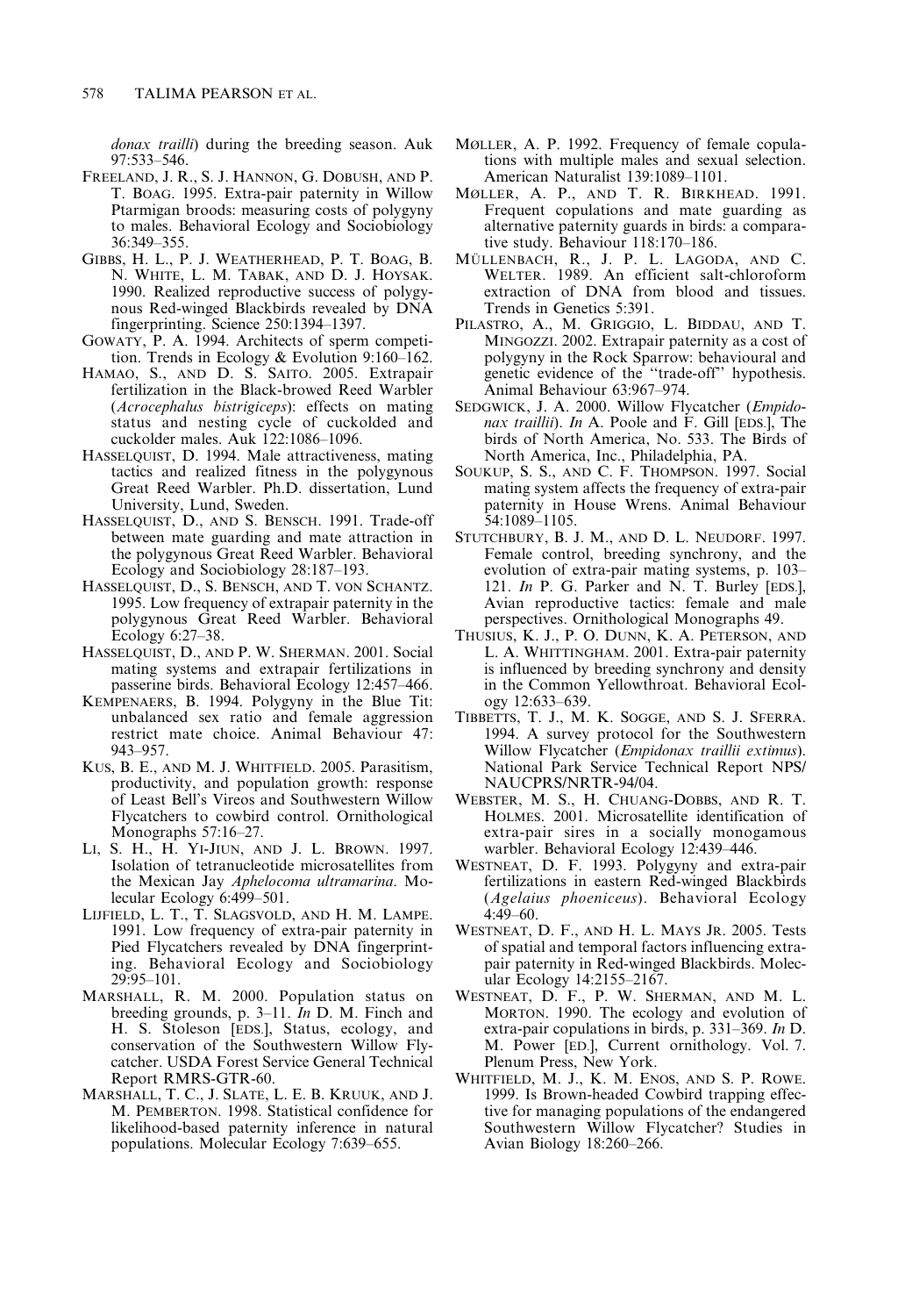*donax traillii*) during the breeding season. Auk 97:533–546.

FREELAND, J. R., S. J. HANNON, G. DOBUSH, AND P. T. BOAG. 1995. Extra-pair paternity in Willow Ptarmigan broods: measuring costs of polygyny to males. Behavioral Ecology and Sociobiology 36:349–355.

GIBBS, H. L., P. J. WEATHERHEAD, P. T. BOAG, B. N. WHITE, L. M. TABAK, AND D. J. HOYSAK. 1990. Realized reproductive success of polygynous Red-winged Blackbirds revealed by DNA fingerprinting. Science 250:1394–1397.

GOWATY, P. A. 1994. Architects of sperm competition. Trends in Ecology & Evolution 9:160–162.

HAMAO, S., AND D. S. SAITO. 2005. Extrapair fertilization in the Black-browed Reed Warbler (*Acrocephalus bistrigiceps*): effects on mating status and nesting cycle of cuckolded and cuckolder males. Auk 122:1086–1096.

HASSELQUIST, D. 1994. Male attractiveness, mating tactics and realized fitness in the polygynous Great Reed Warbler. Ph.D. dissertation, Lund University, Lund, Sweden.

HASSELQUIST, D., AND S. BENSCH. 1991. Trade-off between mate guarding and mate attraction in the polygynous Great Reed Warbler. Behavioral Ecology and Sociobiology 28:187–193.

HASSELQUIST, D., S. BENSCH, AND T. VON SCHANTZ. 1995. Low frequency of extrapair paternity in the polygynous Great Reed Warbler. Behavioral Ecology 6:27–38.

HASSELQUIST, D., AND P. W. SHERMAN. 2001. Social mating systems and extrapair fertilizations in passerine birds. Behavioral Ecology 12:457–466.

KEMPENAERS, B. 1994. Polygyny in the Blue Tit: unbalanced sex ratio and female aggression restrict mate choice. Animal Behaviour 47: 943–957.

KUS, B. E., AND M. J. WHITFIELD. 2005. Parasitism, productivity, and population growth: response of Least Bell's Vireos and Southwestern Willow Flycatchers to cowbird control. Ornithological Monographs 57:16–27.

LI, S. H., H. YI-JIUN, AND J. L. BROWN. 1997. Isolation of tetranucleotide microsatellites from the Mexican Jay *Aphelocoma ultramarina*. Molecular Ecology 6:499–501.

LIJFIELD, L. T., T. SLAGSVOLD, AND H. M. LAMPE. 1991. Low frequency of extra-pair paternity in Pied Flycatchers revealed by DNA fingerprinting. Behavioral Ecology and Sociobiology 29:95–101.

MARSHALL, R. M. 2000. Population status on breeding grounds, p. 3–11. *In* D. M. Finch and H. S. Stoleson [EDS.], Status, ecology, and conservation of the Southwestern Willow Flycatcher. USDA Forest Service General Technical Report RMRS-GTR-60.

MARSHALL, T. C., J. SLATE, L. E. B. KRUUK, AND J. M. PEMBERTON. 1998. Statistical confidence for likelihood-based paternity inference in natural populations. Molecular Ecology 7:639–655.

MØLLER, A. P. 1992. Frequency of female copulations with multiple males and sexual selection. American Naturalist 139:1089–1101.

MØLLER, A. P., AND T. R. BIRKHEAD. 1991. Frequent copulations and mate guarding as alternative paternity guards in birds: a comparative study. Behaviour 118:170–186.

MÜLLENBACH, R., J. P. L. LAGODA, AND C. WELTER. 1989. An efficient salt-chloroform extraction of DNA from blood and tissues. Trends in Genetics 5:391.

PILASTRO, A., M. GRIGGIO, L. BIDDAU, AND T. MINGOZZI. 2002. Extrapair paternity as a cost of polygyny in the Rock Sparrow: behavioural and genetic evidence of the "trade-off" hypothesis. Animal Behaviour 63:967–974.

SEDGWICK, J. A. 2000. Willow Flycatcher (*Empidonax traillii*). *In* A. Poole and F. Gill [EDS.], The birds of North America, No. 533. The Birds of North America, Inc., Philadelphia, PA.

SOUKUP, S. S., AND C. F. THOMPSON. 1997. Social mating system affects the frequency of extra-pair paternity in House Wrens. Animal Behaviour 54:1089–1105.

STUTCHBURY, B. J. M., AND D. L. NEUDORF. 1997. Female control, breeding synchrony, and the evolution of extra-pair mating systems, p. 103–121. *In* P. G. Parker and N. T. Burley [EDS.], Avian reproductive tactics: female and male perspectives. Ornithological Monographs 49.

THUSIUS, K. J., P. O. DUNN, K. A. PETERSON, AND L. A. WHITTINGHAM. 2001. Extra-pair paternity is influenced by breeding synchrony and density in the Common Yellowthroat. Behavioral Ecology 12:633–639.

TIBBETTS, T. J., M. K. SOGGE, AND S. J. SFERRA. 1994. A survey protocol for the Southwestern Willow Flycatcher (*Empidonax traillii extimus*). National Park Service Technical Report NPS/NAUCPRS/NRTR-94/04.

WEBSTER, M. S., H. CHUANG-DOBBS, AND R. T. HOLMES. 2001. Microsatellite identification of extra-pair sires in a socially monogamous warbler. Behavioral Ecology 12:439–446.

WESTNEAT, D. F. 1993. Polygyny and extra-pair fertilizations in eastern Red-winged Blackbirds (*Agelaius phoeniceus*). Behavioral Ecology 4:49–60.

WESTNEAT, D. F., AND H. L. MAYS JR. 2005. Tests of spatial and temporal factors influencing extra-pair paternity in Red-winged Blackbirds. Molecular Ecology 14:2155–2167.

WESTNEAT, D. F., P. W. SHERMAN, AND M. L. MORTON. 1990. The ecology and evolution of extra-pair copulations in birds, p. 331–369. *In* D. M. Power [ED.], Current ornithology. Vol. 7. Plenum Press, New York.

WHITFIELD, M. J., K. M. ENOS, AND S. P. ROWE. 1999. Is Brown-headed Cowbird trapping effective for managing populations of the endangered Southwestern Willow Flycatcher? Studies in Avian Biology 18:260–266.